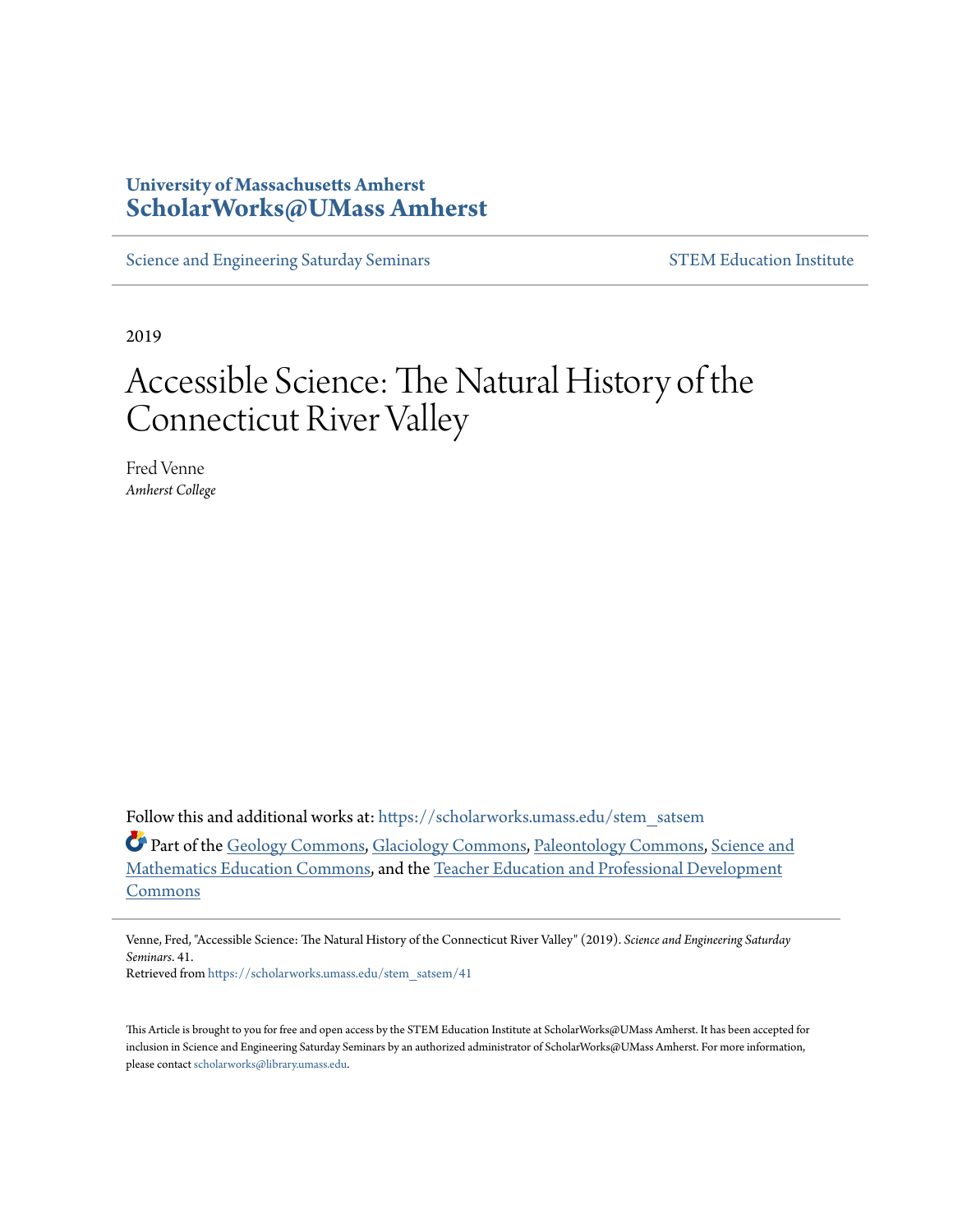University of Massachusetts Amherst
**ScholarWorks@UMass Amherst**

Science and Engineering Saturday Seminars | STEM Education Institute

2019

# Accessible Science: The Natural History of the Connecticut River Valley

Fred Venne
*Amherst College*

Follow this and additional works at: https://scholarworks.umass.edu/stem_satsem

Part of the Geology Commons, Glaciology Commons, Paleontology Commons, Science and Mathematics Education Commons, and the Teacher Education and Professional Development Commons

Venne, Fred, "Accessible Science: The Natural History of the Connecticut River Valley" (2019). *Science and Engineering Saturday Seminars*. 41.
Retrieved from https://scholarworks.umass.edu/stem_satsem/41

This Article is brought to you for free and open access by the STEM Education Institute at ScholarWorks@UMass Amherst. It has been accepted for inclusion in Science and Engineering Saturday Seminars by an authorized administrator of ScholarWorks@UMass Amherst. For more information, please contact scholarworks@library.umass.edu.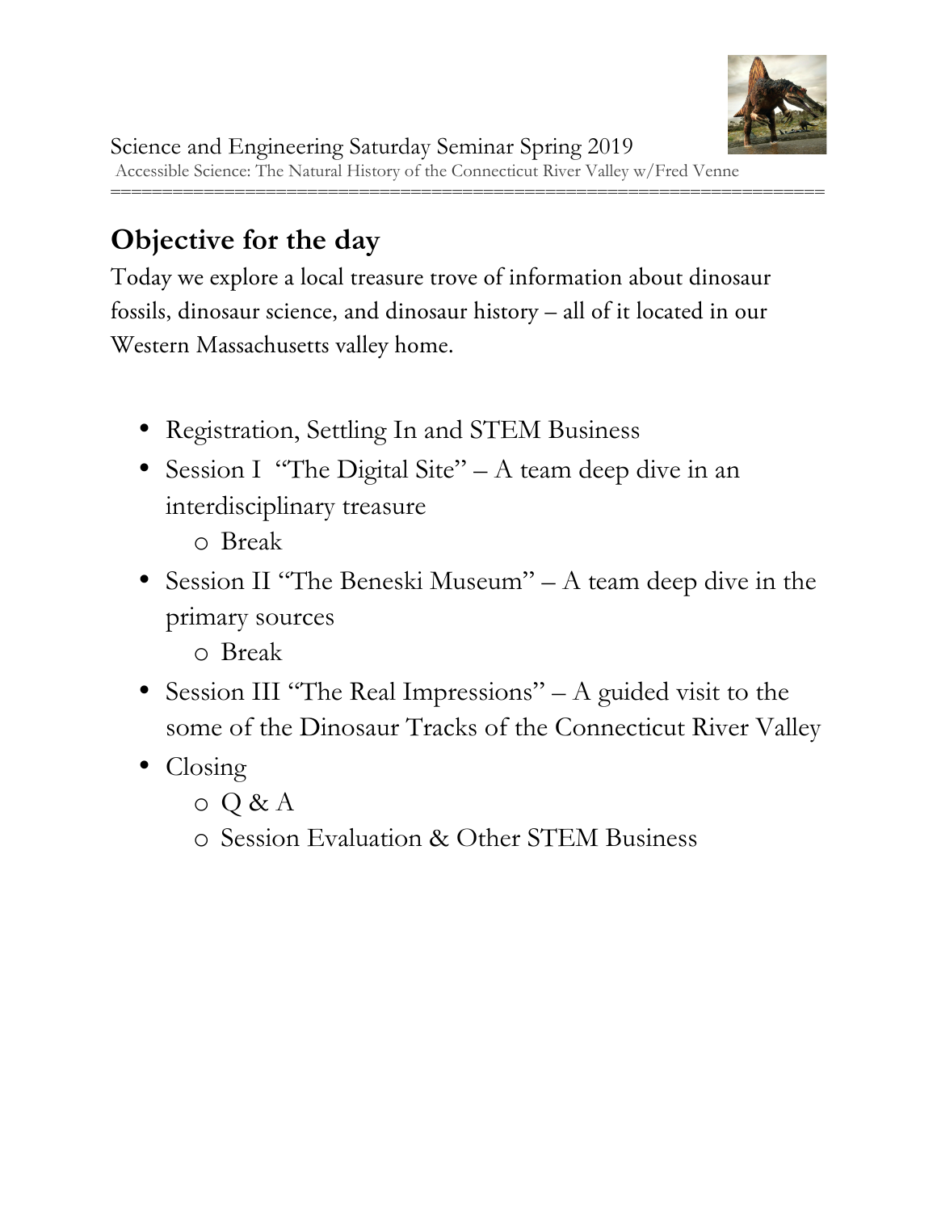Science and Engineering Saturday Seminar Spring 2019

Accessible Science: The Natural History of the Connecticut River Valley w/Fred Venne

==================================================================

## Objective for the day

Today we explore a local treasure trove of information about dinosaur fossils, dinosaur science, and dinosaur history – all of it located in our Western Massachusetts valley home.

- Registration, Settling In and STEM Business
- Session I "The Digital Site" – A team deep dive in an interdisciplinary treasure
  - Break
- Session II "The Beneski Museum" – A team deep dive in the primary sources
  - Break
- Session III "The Real Impressions" – A guided visit to the some of the Dinosaur Tracks of the Connecticut River Valley
- Closing
  - Q & A
  - Session Evaluation & Other STEM Business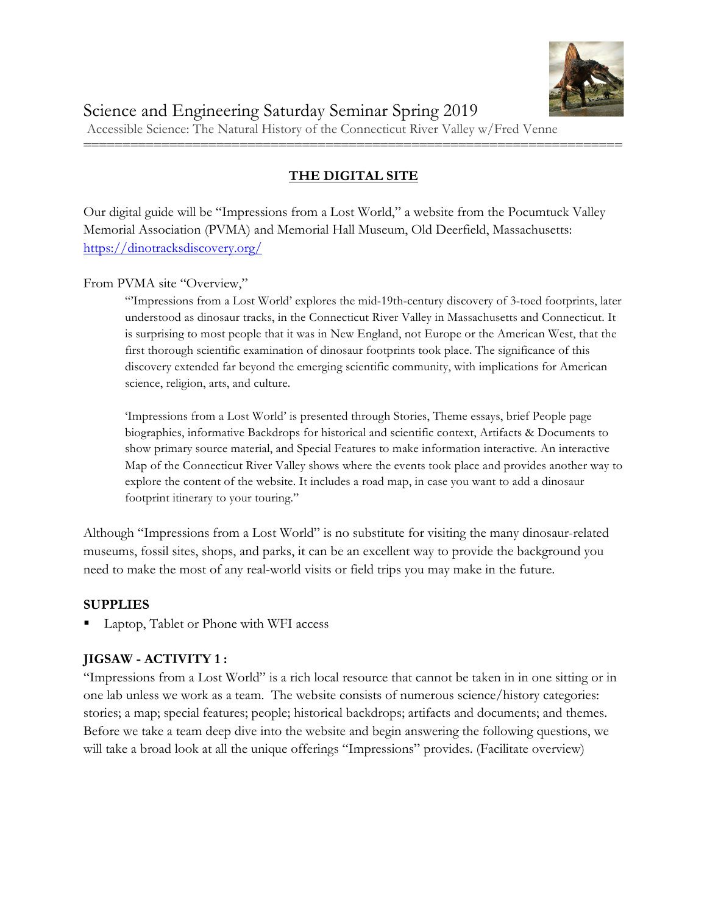Science and Engineering Saturday Seminar Spring 2019

Accessible Science: The Natural History of the Connecticut River Valley w/Fred Venne

---

## THE DIGITAL SITE

Our digital guide will be "Impressions from a Lost World," a website from the Pocumtuck Valley Memorial Association (PVMA) and Memorial Hall Museum, Old Deerfield, Massachusetts: [https://dinotracksdiscovery.org/](https://dinotracksdiscovery.org/)

From PVMA site "Overview,"

> "'Impressions from a Lost World' explores the mid-19th-century discovery of 3-toed footprints, later understood as dinosaur tracks, in the Connecticut River Valley in Massachusetts and Connecticut. It is surprising to most people that it was in New England, not Europe or the American West, that the first thorough scientific examination of dinosaur footprints took place. The significance of this discovery extended far beyond the emerging scientific community, with implications for American science, religion, arts, and culture.
>
> 'Impressions from a Lost World' is presented through Stories, Theme essays, brief People page biographies, informative Backdrops for historical and scientific context, Artifacts & Documents to show primary source material, and Special Features to make information interactive. An interactive Map of the Connecticut River Valley shows where the events took place and provides another way to explore the content of the website. It includes a road map, in case you want to add a dinosaur footprint itinerary to your touring."

Although "Impressions from a Lost World" is no substitute for visiting the many dinosaur-related museums, fossil sites, shops, and parks, it can be an excellent way to provide the background you need to make the most of any real-world visits or field trips you may make in the future.

### SUPPLIES

- Laptop, Tablet or Phone with WFI access

### JIGSAW - ACTIVITY 1 :

"Impressions from a Lost World" is a rich local resource that cannot be taken in in one sitting or in one lab unless we work as a team. The website consists of numerous science/history categories: stories; a map; special features; people; historical backdrops; artifacts and documents; and themes. Before we take a team deep dive into the website and begin answering the following questions, we will take a broad look at all the unique offerings "Impressions" provides. (Facilitate overview)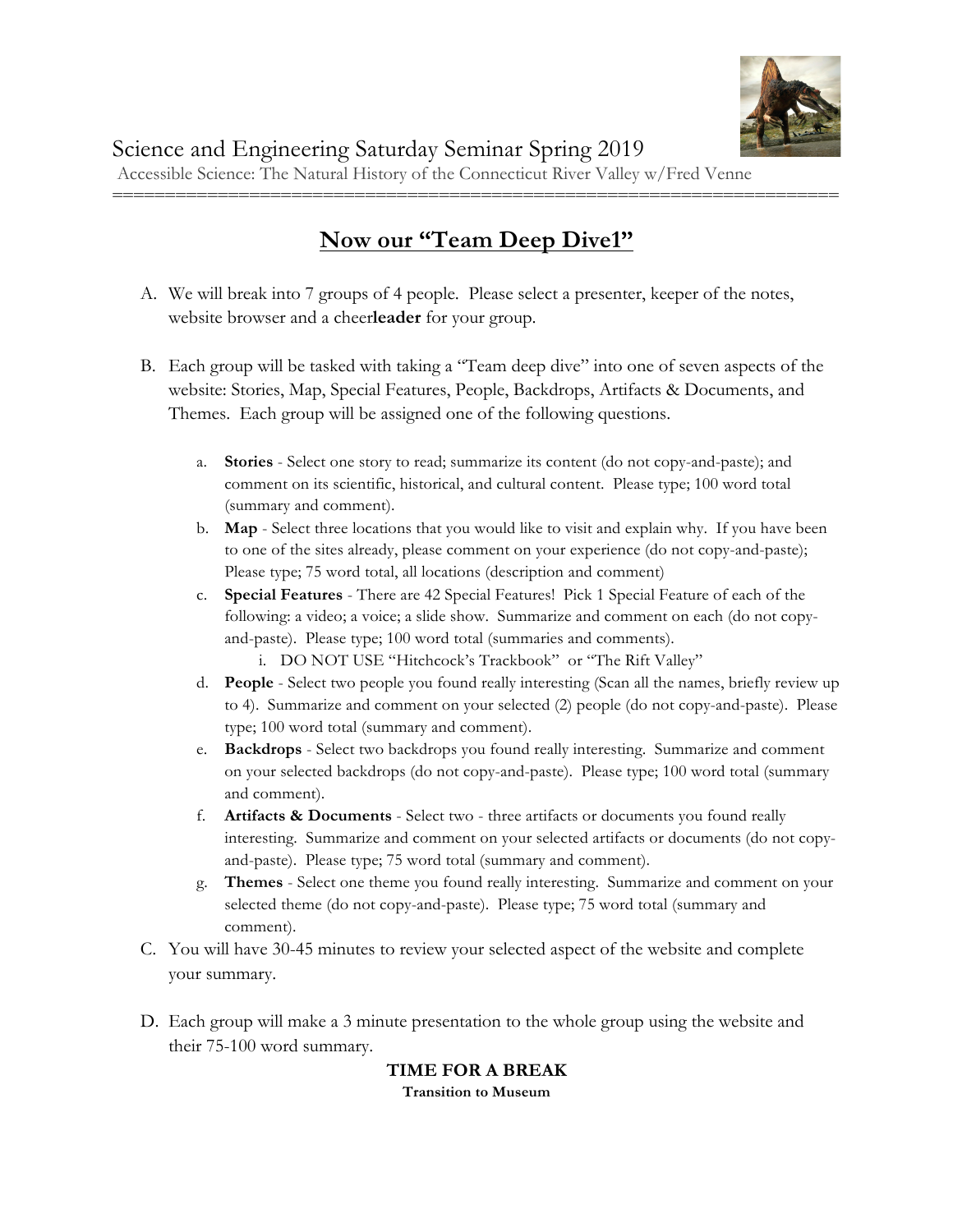Science and Engineering Saturday Seminar Spring 2019

Accessible Science: The Natural History of the Connecticut River Valley w/Fred Venne

---

## Now our "Team Deep Dive1"

A. We will break into 7 groups of 4 people. Please select a presenter, keeper of the notes, website browser and a cheer**leader** for your group.

B. Each group will be tasked with taking a "Team deep dive" into one of seven aspects of the website: Stories, Map, Special Features, People, Backdrops, Artifacts & Documents, and Themes. Each group will be assigned one of the following questions.

   a. **Stories** - Select one story to read; summarize its content (do not copy-and-paste); and comment on its scientific, historical, and cultural content. Please type; 100 word total (summary and comment).

   b. **Map** - Select three locations that you would like to visit and explain why. If you have been to one of the sites already, please comment on your experience (do not copy-and-paste); Please type; 75 word total, all locations (description and comment)

   c. **Special Features** - There are 42 Special Features! Pick 1 Special Feature of each of the following: a video; a voice; a slide show. Summarize and comment on each (do not copy-and-paste). Please type; 100 word total (summaries and comments).
      i. DO NOT USE "Hitchcock's Trackbook" or "The Rift Valley"

   d. **People** - Select two people you found really interesting (Scan all the names, briefly review up to 4). Summarize and comment on your selected (2) people (do not copy-and-paste). Please type; 100 word total (summary and comment).

   e. **Backdrops** - Select two backdrops you found really interesting. Summarize and comment on your selected backdrops (do not copy-and-paste). Please type; 100 word total (summary and comment).

   f. **Artifacts & Documents** - Select two - three artifacts or documents you found really interesting. Summarize and comment on your selected artifacts or documents (do not copy-and-paste). Please type; 75 word total (summary and comment).

   g. **Themes** - Select one theme you found really interesting. Summarize and comment on your selected theme (do not copy-and-paste). Please type; 75 word total (summary and comment).

C. You will have 30-45 minutes to review your selected aspect of the website and complete your summary.

D. Each group will make a 3 minute presentation to the whole group using the website and their 75-100 word summary.

**TIME FOR A BREAK**

**Transition to Museum**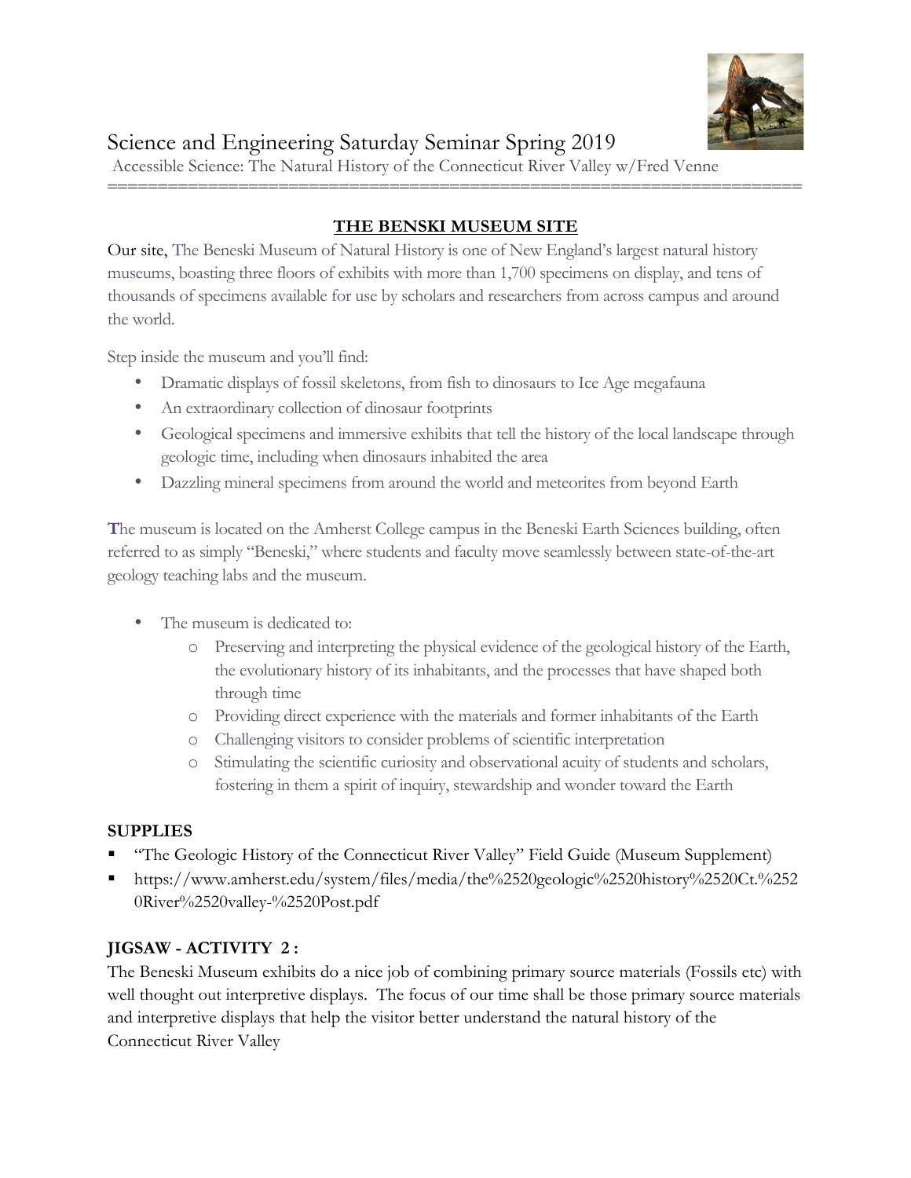# Science and Engineering Saturday Seminar Spring 2019

Accessible Science: The Natural History of the Connecticut River Valley w/Fred Venne

==========================================================================

## THE BENSKI MUSEUM SITE

Our site, The Beneski Museum of Natural History is one of New England's largest natural history museums, boasting three floors of exhibits with more than 1,700 specimens on display, and tens of thousands of specimens available for use by scholars and researchers from across campus and around the world.

Step inside the museum and you'll find:

- Dramatic displays of fossil skeletons, from fish to dinosaurs to Ice Age megafauna
- An extraordinary collection of dinosaur footprints
- Geological specimens and immersive exhibits that tell the history of the local landscape through geologic time, including when dinosaurs inhabited the area
- Dazzling mineral specimens from around the world and meteorites from beyond Earth

The museum is located on the Amherst College campus in the Beneski Earth Sciences building, often referred to as simply "Beneski," where students and faculty move seamlessly between state-of-the-art geology teaching labs and the museum.

- The museum is dedicated to:
  - Preserving and interpreting the physical evidence of the geological history of the Earth, the evolutionary history of its inhabitants, and the processes that have shaped both through time
  - Providing direct experience with the materials and former inhabitants of the Earth
  - Challenging visitors to consider problems of scientific interpretation
  - Stimulating the scientific curiosity and observational acuity of students and scholars, fostering in them a spirit of inquiry, stewardship and wonder toward the Earth

### SUPPLIES

- "The Geologic History of the Connecticut River Valley" Field Guide (Museum Supplement)
- https://www.amherst.edu/system/files/media/the%2520geologic%2520history%2520Ct.%2520River%2520valley-%2520Post.pdf

### JIGSAW - ACTIVITY 2 :

The Beneski Museum exhibits do a nice job of combining primary source materials (Fossils etc) with well thought out interpretive displays. The focus of our time shall be those primary source materials and interpretive displays that help the visitor better understand the natural history of the Connecticut River Valley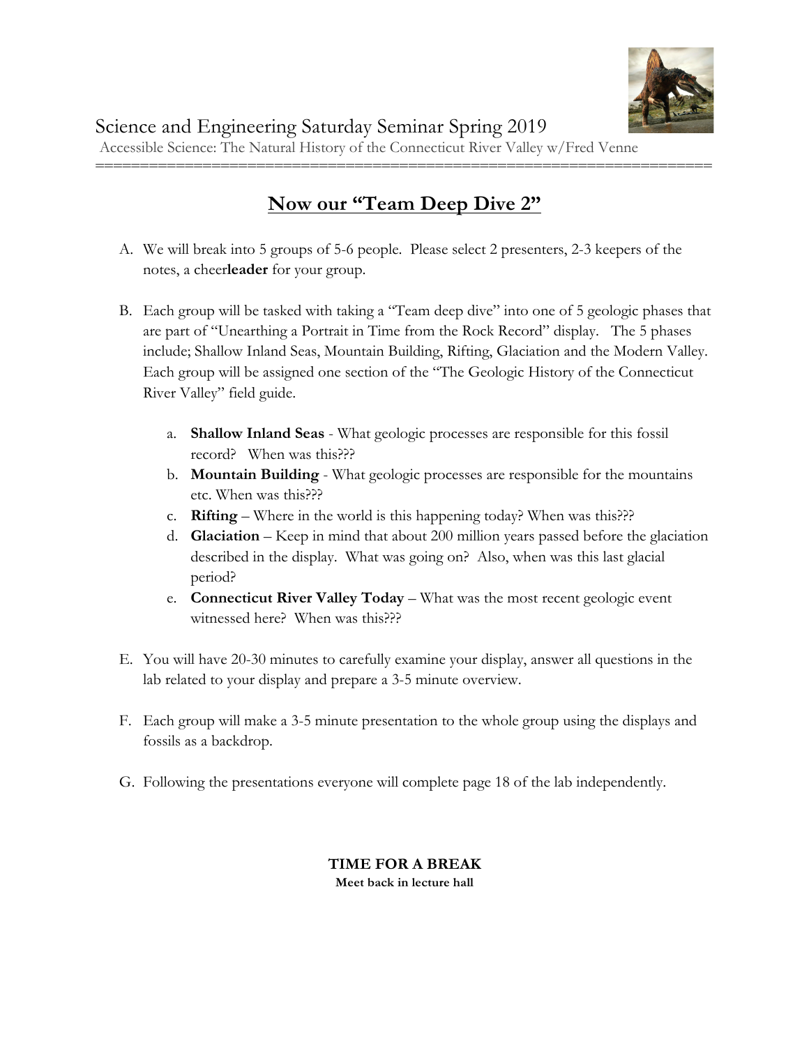Science and Engineering Saturday Seminar Spring 2019

Accessible Science: The Natural History of the Connecticut River Valley w/Fred Venne

======================================================================

## Now our "Team Deep Dive 2"

A. We will break into 5 groups of 5-6 people. Please select 2 presenters, 2-3 keepers of the notes, a cheer**leader** for your group.

B. Each group will be tasked with taking a "Team deep dive" into one of 5 geologic phases that are part of "Unearthing a Portrait in Time from the Rock Record" display. The 5 phases include; Shallow Inland Seas, Mountain Building, Rifting, Glaciation and the Modern Valley. Each group will be assigned one section of the "The Geologic History of the Connecticut River Valley" field guide.

   a. **Shallow Inland Seas** - What geologic processes are responsible for this fossil record? When was this???
   b. **Mountain Building** - What geologic processes are responsible for the mountains etc. When was this???
   c. **Rifting** – Where in the world is this happening today? When was this???
   d. **Glaciation** – Keep in mind that about 200 million years passed before the glaciation described in the display. What was going on? Also, when was this last glacial period?
   e. **Connecticut River Valley Today** – What was the most recent geologic event witnessed here? When was this???

E. You will have 20-30 minutes to carefully examine your display, answer all questions in the lab related to your display and prepare a 3-5 minute overview.

F. Each group will make a 3-5 minute presentation to the whole group using the displays and fossils as a backdrop.

G. Following the presentations everyone will complete page 18 of the lab independently.

**TIME FOR A BREAK**

**Meet back in lecture hall**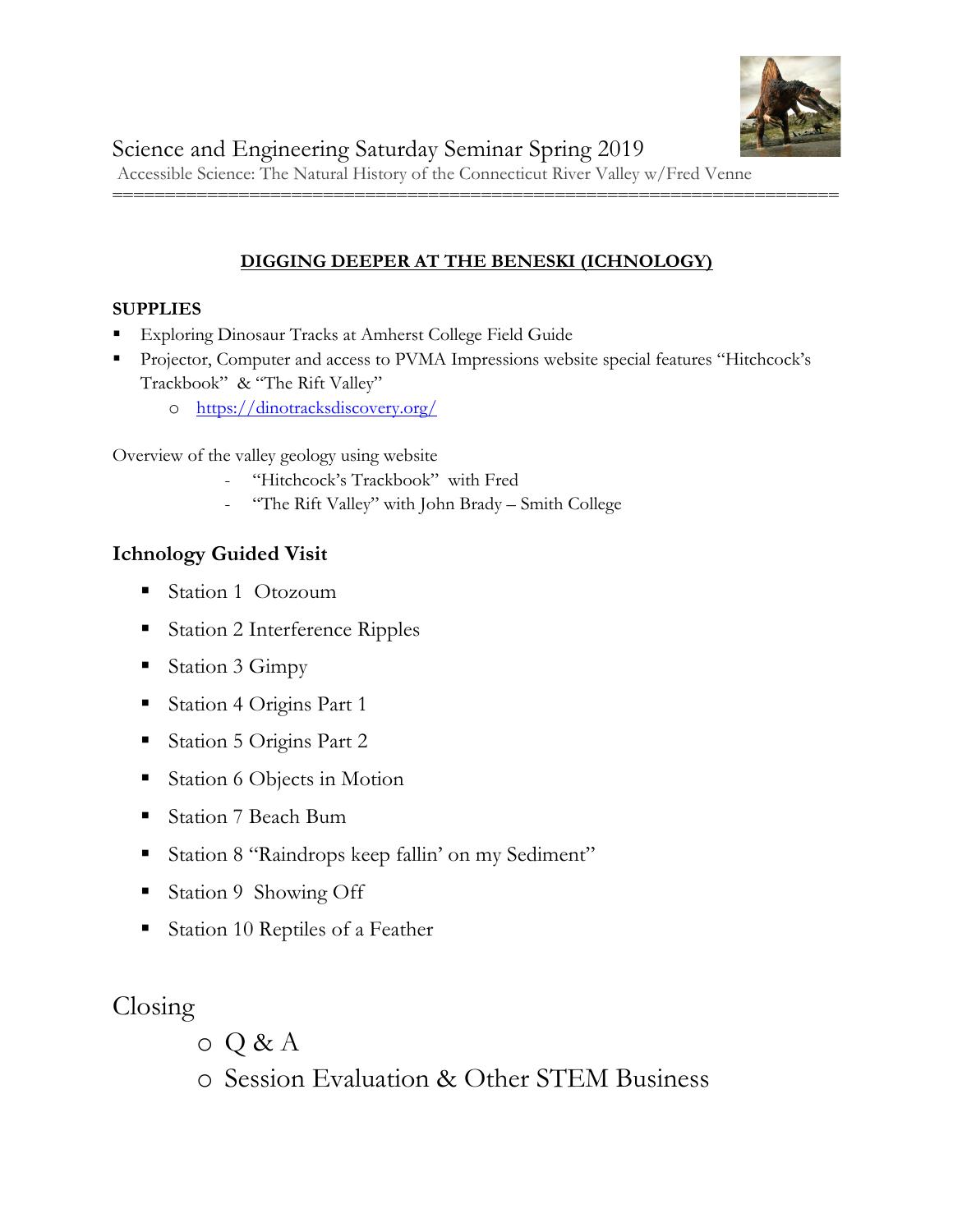Science and Engineering Saturday Seminar Spring 2019

Accessible Science: The Natural History of the Connecticut River Valley w/Fred Venne

=====================================================================

## DIGGING DEEPER AT THE BENESKI (ICHNOLOGY)

**SUPPLIES**

- Exploring Dinosaur Tracks at Amherst College Field Guide
- Projector, Computer and access to PVMA Impressions website special features "Hitchcock's Trackbook" & "The Rift Valley"
  - https://dinotracksdiscovery.org/

Overview of the valley geology using website

- "Hitchcock's Trackbook" with Fred
- "The Rift Valley" with John Brady – Smith College

### Ichnology Guided Visit

- Station 1 Otozoum
- Station 2 Interference Ripples
- Station 3 Gimpy
- Station 4 Origins Part 1
- Station 5 Origins Part 2
- Station 6 Objects in Motion
- Station 7 Beach Bum
- Station 8 "Raindrops keep fallin' on my Sediment"
- Station 9 Showing Off
- Station 10 Reptiles of a Feather

## Closing

- Q & A
- Session Evaluation & Other STEM Business